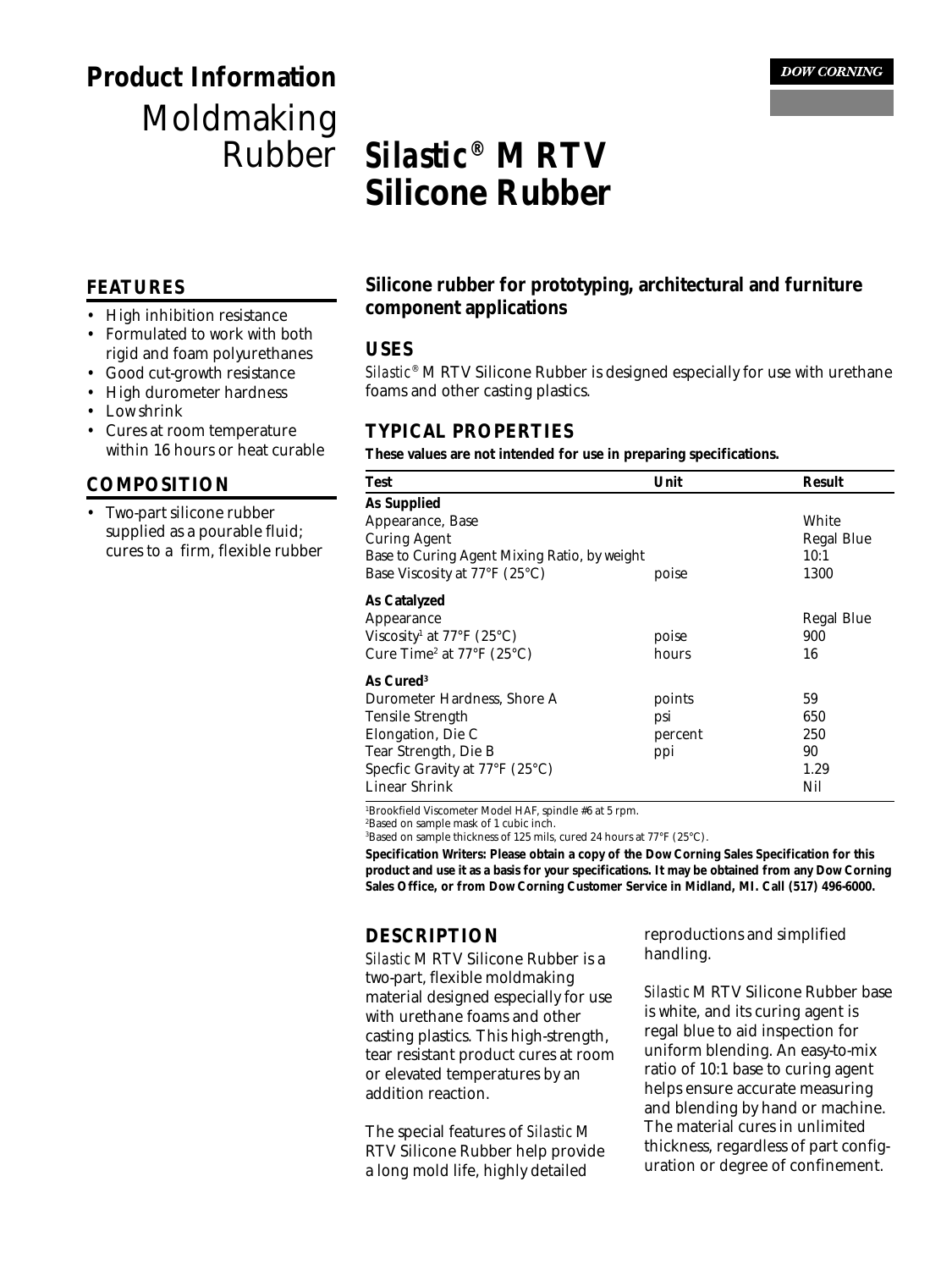# Product Information

## Moldmaking Rubber

DOW CORNING

# Silastic® M RTV Silicone Rubber

## FEATURES

- High inhibition resistance
- Formulated to work with both rigid and foam polyurethanes
- Good cut-growth resistance
- High durometer hardness
- Low shrink
- Cures at room temperature within 16 hours or heat curable

## COMPOSITION

- Two-part silicone rubber supplied as a pourable fluid; cures to a firm, flexible rubber

## Silicone rubber for prototyping, architectural and furniture component applications

## USES

*Silastic*® M RTV Silicone Rubber is designed especially for use with urethane foams and other casting plastics.

## TYPICAL PROPERTIES

**These values are not intended for use in preparing specifications.**

| Test | Unit | Result |
|---|---|---|
| **As Supplied** | | |
| Appearance, Base | | White |
| Curing Agent | | Regal Blue |
| Base to Curing Agent Mixing Ratio, by weight | | 10:1 |
| Base Viscosity at 77°F (25°C) | poise | 1300 |
| **As Catalyzed** | | |
| Appearance | | Regal Blue |
| Viscosity[1] at 77°F (25°C) | poise | 900 |
| Cure Time[2] at 77°F (25°C) | hours | 16 |
| **As Cured[3]** | | |
| Durometer Hardness, Shore A | points | 59 |
| Tensile Strength | psi | 650 |
| Elongation, Die C | percent | 250 |
| Tear Strength, Die B | ppi | 90 |
| Specfic Gravity at 77°F (25°C) | | 1.29 |
| Linear Shrink | | Nil |

[1]Brookfield Viscometer Model HAF, spindle #6 at 5 rpm.
[2]Based on sample mask of 1 cubic inch.
[3]Based on sample thickness of 125 mils, cured 24 hours at 77°F (25°C).

**Specification Writers: Please obtain a copy of the Dow Corning Sales Specification for this product and use it as a basis for your specifications. It may be obtained from any Dow Corning Sales Office, or from Dow Corning Customer Service in Midland, MI. Call (517) 496-6000.**

## DESCRIPTION

*Silastic* M RTV Silicone Rubber is a two-part, flexible moldmaking material designed especially for use with urethane foams and other casting plastics. This high-strength, tear resistant product cures at room or elevated temperatures by an addition reaction.

The special features of *Silastic* M RTV Silicone Rubber help provide a long mold life, highly detailed reproductions and simplified handling.

*Silastic* M RTV Silicone Rubber base is white, and its curing agent is regal blue to aid inspection for uniform blending. An easy-to-mix ratio of 10:1 base to curing agent helps ensure accurate measuring and blending by hand or machine. The material cures in unlimited thickness, regardless of part configuration or degree of confinement.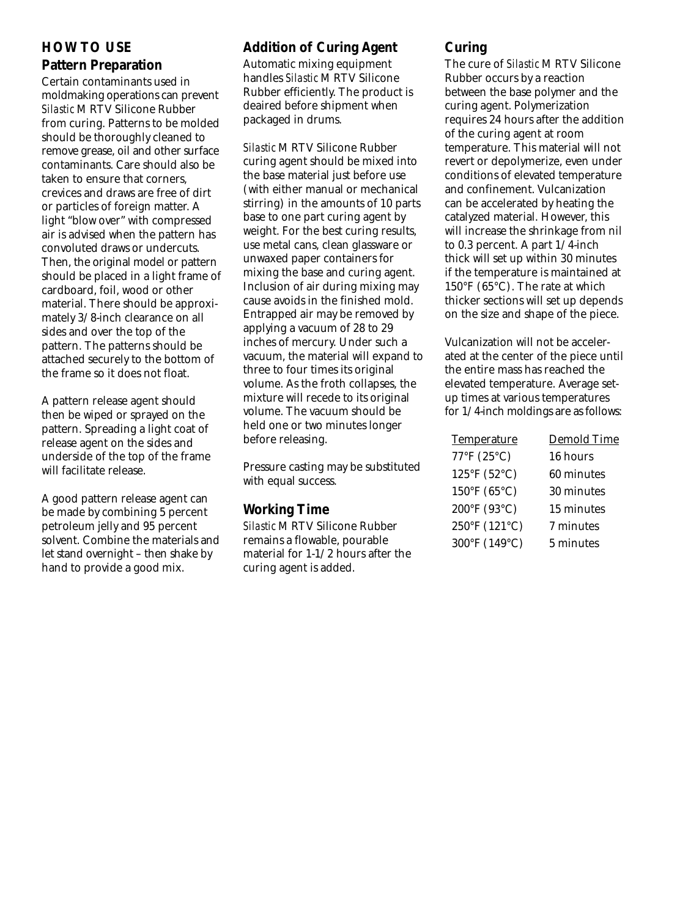## HOW TO USE

### Pattern Preparation

Certain contaminants used in moldmaking operations can prevent *Silastic* M RTV Silicone Rubber from curing. Patterns to be molded should be thoroughly cleaned to remove grease, oil and other surface contaminants. Care should also be taken to ensure that corners, crevices and draws are free of dirt or particles of foreign matter. A light "blow over" with compressed air is advised when the pattern has convoluted draws or undercuts. Then, the original model or pattern should be placed in a light frame of cardboard, foil, wood or other material. There should be approximately 3/8-inch clearance on all sides and over the top of the pattern. The patterns should be attached securely to the bottom of the frame so it does not float.

A pattern release agent should then be wiped or sprayed on the pattern. Spreading a light coat of release agent on the sides and underside of the top of the frame will facilitate release.

A good pattern release agent can be made by combining 5 percent petroleum jelly and 95 percent solvent. Combine the materials and let stand overnight – then shake by hand to provide a good mix.

### Addition of Curing Agent

Automatic mixing equipment handles *Silastic* M RTV Silicone Rubber efficiently. The product is deaired before shipment when packaged in drums.

*Silastic* M RTV Silicone Rubber curing agent should be mixed into the base material just before use (with either manual or mechanical stirring) in the amounts of 10 parts base to one part curing agent by weight. For the best curing results, use metal cans, clean glassware or unwaxed paper containers for mixing the base and curing agent. Inclusion of air during mixing may cause avoids in the finished mold. Entrapped air may be removed by applying a vacuum of 28 to 29 inches of mercury. Under such a vacuum, the material will expand to three to four times its original volume. As the froth collapses, the mixture will recede to its original volume. The vacuum should be held one or two minutes longer before releasing.

Pressure casting may be substituted with equal success.

### Working Time

*Silastic* M RTV Silicone Rubber remains a flowable, pourable material for 1-1/2 hours after the curing agent is added.

### Curing

The cure of *Silastic* M RTV Silicone Rubber occurs by a reaction between the base polymer and the curing agent. Polymerization requires 24 hours after the addition of the curing agent at room temperature. This material will not revert or depolymerize, even under conditions of elevated temperature and confinement. Vulcanization can be accelerated by heating the catalyzed material. However, this will increase the shrinkage from nil to 0.3 percent. A part 1/4-inch thick will set up within 30 minutes if the temperature is maintained at 150°F (65°C). The rate at which thicker sections will set up depends on the size and shape of the piece.

Vulcanization will not be accelerated at the center of the piece until the entire mass has reached the elevated temperature. Average set-up times at various temperatures for 1/4-inch moldings are as follows:

| Temperature | Demold Time |
|---|---|
| 77°F (25°C) | 16 hours |
| 125°F (52°C) | 60 minutes |
| 150°F (65°C) | 30 minutes |
| 200°F (93°C) | 15 minutes |
| 250°F (121°C) | 7 minutes |
| 300°F (149°C) | 5 minutes |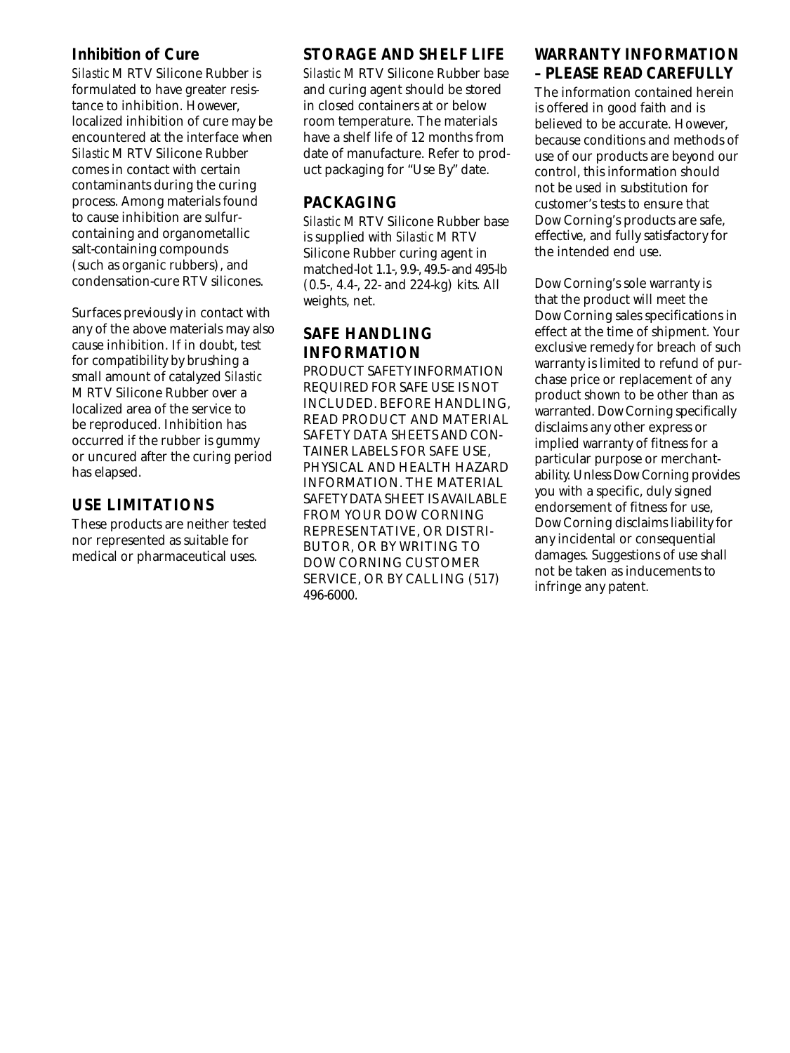### Inhibition of Cure

*Silastic* M RTV Silicone Rubber is formulated to have greater resistance to inhibition. However, localized inhibition of cure may be encountered at the interface when *Silastic* M RTV Silicone Rubber comes in contact with certain contaminants during the curing process. Among materials found to cause inhibition are sulfur-containing and organometallic salt-containing compounds (such as organic rubbers), and condensation-cure RTV silicones.

Surfaces previously in contact with any of the above materials may also cause inhibition. If in doubt, test for compatibility by brushing a small amount of catalyzed *Silastic* M RTV Silicone Rubber over a localized area of the service to be reproduced. Inhibition has occurred if the rubber is gummy or uncured after the curing period has elapsed.

## USE LIMITATIONS

These products are neither tested nor represented as suitable for medical or pharmaceutical uses.

## STORAGE AND SHELF LIFE

*Silastic* M RTV Silicone Rubber base and curing agent should be stored in closed containers at or below room temperature. The materials have a shelf life of 12 months from date of manufacture. Refer to product packaging for "Use By" date.

## PACKAGING

*Silastic* M RTV Silicone Rubber base is supplied with *Silastic* M RTV Silicone Rubber curing agent in matched-lot 1.1-, 9.9-, 49.5- and 495-lb (0.5-, 4.4-, 22- and 224-kg) kits. All weights, net.

## SAFE HANDLING INFORMATION

PRODUCT SAFETY INFORMATION REQUIRED FOR SAFE USE IS NOT INCLUDED. BEFORE HANDLING, READ PRODUCT AND MATERIAL SAFETY DATA SHEETS AND CONTAINER LABELS FOR SAFE USE, PHYSICAL AND HEALTH HAZARD INFORMATION. THE MATERIAL SAFETY DATA SHEET IS AVAILABLE FROM YOUR DOW CORNING REPRESENTATIVE, OR DISTRIBUTOR, OR BY WRITING TO DOW CORNING CUSTOMER SERVICE, OR BY CALLING (517) 496-6000.

## WARRANTY INFORMATION – PLEASE READ CAREFULLY

The information contained herein is offered in good faith and is believed to be accurate. However, because conditions and methods of use of our products are beyond our control, this information should not be used in substitution for customer's tests to ensure that Dow Corning's products are safe, effective, and fully satisfactory for the intended end use.

Dow Corning's sole warranty is that the product will meet the Dow Corning sales specifications in effect at the time of shipment. Your exclusive remedy for breach of such warranty is limited to refund of purchase price or replacement of any product shown to be other than as warranted. Dow Corning specifically disclaims any other express or implied warranty of fitness for a particular purpose or merchantability. Unless Dow Corning provides you with a specific, duly signed endorsement of fitness for use, Dow Corning disclaims liability for any incidental or consequential damages. Suggestions of use shall not be taken as inducements to infringe any patent.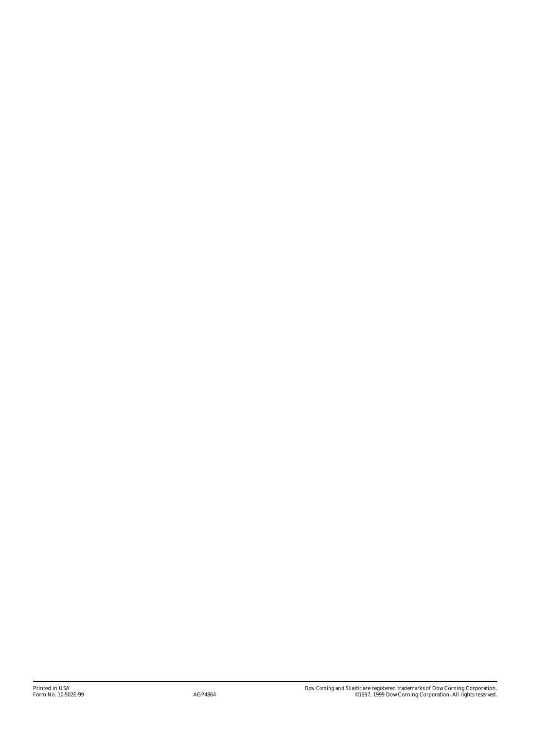Printed in USA
Form No. 10-502E-99

AGP4864

*Dow Corning* and *Silastic* are registered trademarks of Dow Corning Corporation.
©1997, 1999 Dow Corning Corporation. All rights reserved.